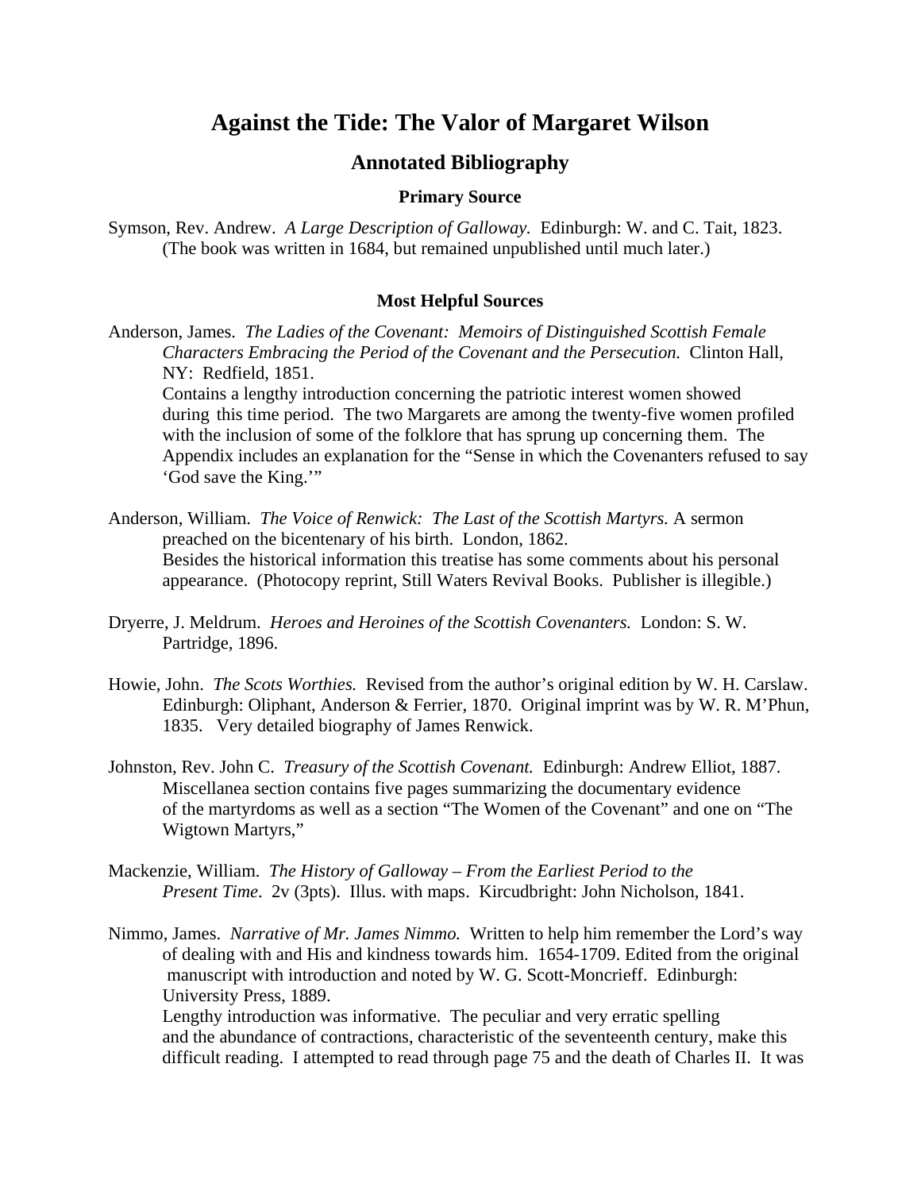# Against the Tide: The Valor of Margaret Wilson

## Annotated Bibliography

### Primary Source

Symson, Rev. Andrew. *A Large Description of Galloway.* Edinburgh: W. and C. Tait, 1823. (The book was written in 1684, but remained unpublished until much later.)

### Most Helpful Sources

Anderson, James. *The Ladies of the Covenant: Memoirs of Distinguished Scottish Female Characters Embracing the Period of the Covenant and the Persecution.* Clinton Hall, NY: Redfield, 1851.
Contains a lengthy introduction concerning the patriotic interest women showed during this time period. The two Margarets are among the twenty-five women profiled with the inclusion of some of the folklore that has sprung up concerning them. The Appendix includes an explanation for the "Sense in which the Covenanters refused to say 'God save the King.'"

Anderson, William. *The Voice of Renwick: The Last of the Scottish Martyrs.* A sermon preached on the bicentenary of his birth. London, 1862.
Besides the historical information this treatise has some comments about his personal appearance. (Photocopy reprint, Still Waters Revival Books. Publisher is illegible.)

Dryerre, J. Meldrum. *Heroes and Heroines of the Scottish Covenanters.* London: S. W. Partridge, 1896.

Howie, John. *The Scots Worthies.* Revised from the author's original edition by W. H. Carslaw. Edinburgh: Oliphant, Anderson & Ferrier, 1870. Original imprint was by W. R. M'Phun, 1835. Very detailed biography of James Renwick.

Johnston, Rev. John C. *Treasury of the Scottish Covenant.* Edinburgh: Andrew Elliot, 1887. Miscellanea section contains five pages summarizing the documentary evidence of the martyrdoms as well as a section "The Women of the Covenant" and one on "The Wigtown Martyrs,"

Mackenzie, William. *The History of Galloway – From the Earliest Period to the Present Time*. 2v (3pts). Illus. with maps. Kircudbright: John Nicholson, 1841.

Nimmo, James. *Narrative of Mr. James Nimmo.* Written to help him remember the Lord's way of dealing with and His and kindness towards him. 1654-1709. Edited from the original manuscript with introduction and noted by W. G. Scott-Moncrieff. Edinburgh: University Press, 1889.
Lengthy introduction was informative. The peculiar and very erratic spelling and the abundance of contractions, characteristic of the seventeenth century, make this difficult reading. I attempted to read through page 75 and the death of Charles II. It was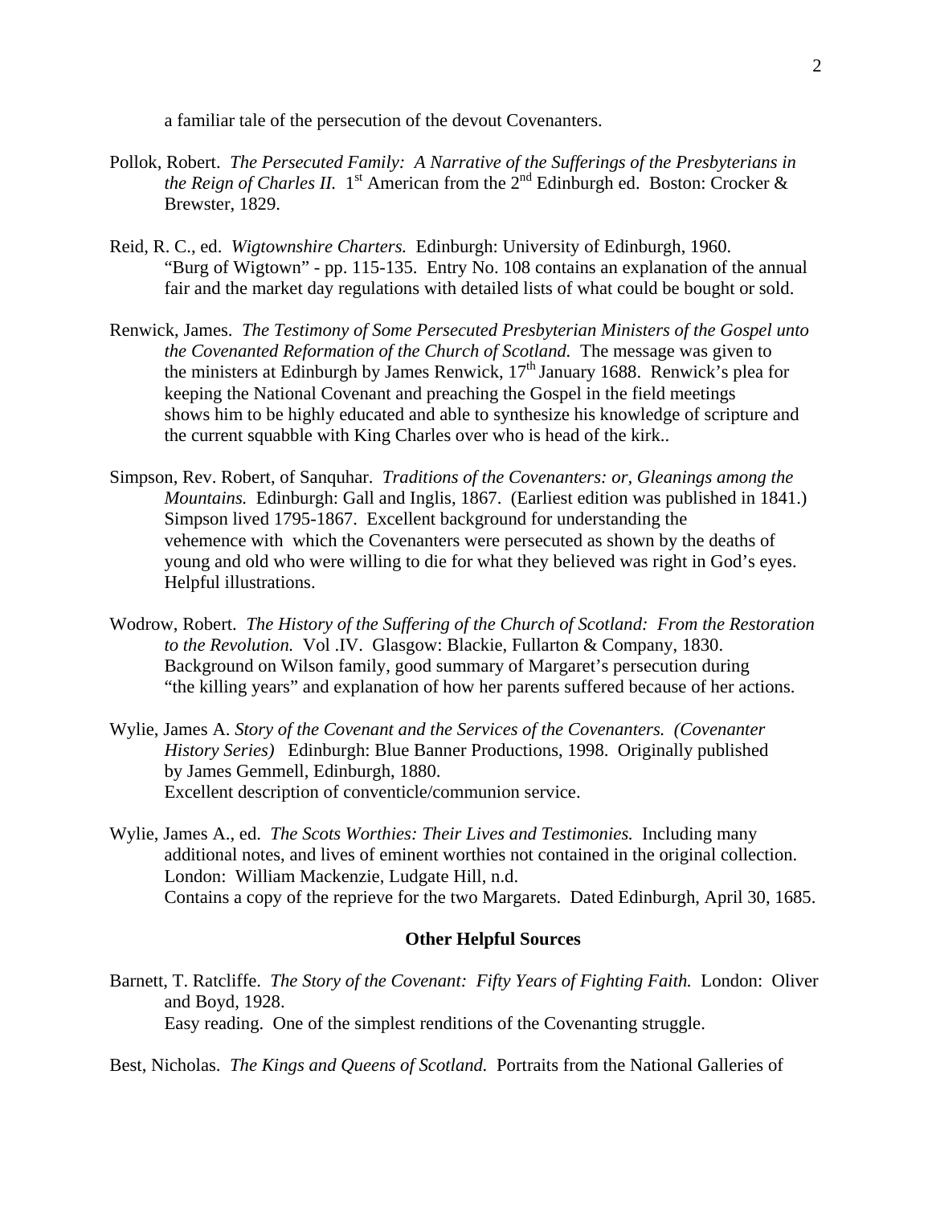a familiar tale of the persecution of the devout Covenanters.

Pollok, Robert. *The Persecuted Family: A Narrative of the Sufferings of the Presbyterians in the Reign of Charles II.* 1st American from the 2nd Edinburgh ed. Boston: Crocker & Brewster, 1829.

Reid, R. C., ed. *Wigtownshire Charters.* Edinburgh: University of Edinburgh, 1960. "Burg of Wigtown" - pp. 115-135. Entry No. 108 contains an explanation of the annual fair and the market day regulations with detailed lists of what could be bought or sold.

Renwick, James. *The Testimony of Some Persecuted Presbyterian Ministers of the Gospel unto the Covenanted Reformation of the Church of Scotland.* The message was given to the ministers at Edinburgh by James Renwick, 17th January 1688. Renwick's plea for keeping the National Covenant and preaching the Gospel in the field meetings shows him to be highly educated and able to synthesize his knowledge of scripture and the current squabble with King Charles over who is head of the kirk..

Simpson, Rev. Robert, of Sanquhar. *Traditions of the Covenanters: or, Gleanings among the Mountains.* Edinburgh: Gall and Inglis, 1867. (Earliest edition was published in 1841.) Simpson lived 1795-1867. Excellent background for understanding the vehemence with which the Covenanters were persecuted as shown by the deaths of young and old who were willing to die for what they believed was right in God's eyes. Helpful illustrations.

Wodrow, Robert. *The History of the Suffering of the Church of Scotland: From the Restoration to the Revolution.* Vol .IV. Glasgow: Blackie, Fullarton & Company, 1830. Background on Wilson family, good summary of Margaret's persecution during "the killing years" and explanation of how her parents suffered because of her actions.

Wylie, James A. *Story of the Covenant and the Services of the Covenanters. (Covenanter History Series)* Edinburgh: Blue Banner Productions, 1998. Originally published by James Gemmell, Edinburgh, 1880.
Excellent description of conventicle/communion service.

Wylie, James A., ed. *The Scots Worthies: Their Lives and Testimonies.* Including many additional notes, and lives of eminent worthies not contained in the original collection. London: William Mackenzie, Ludgate Hill, n.d.
Contains a copy of the reprieve for the two Margarets. Dated Edinburgh, April 30, 1685.

**Other Helpful Sources**

Barnett, T. Ratcliffe. *The Story of the Covenant: Fifty Years of Fighting Faith.* London: Oliver and Boyd, 1928.
Easy reading. One of the simplest renditions of the Covenanting struggle.

Best, Nicholas. *The Kings and Queens of Scotland.* Portraits from the National Galleries of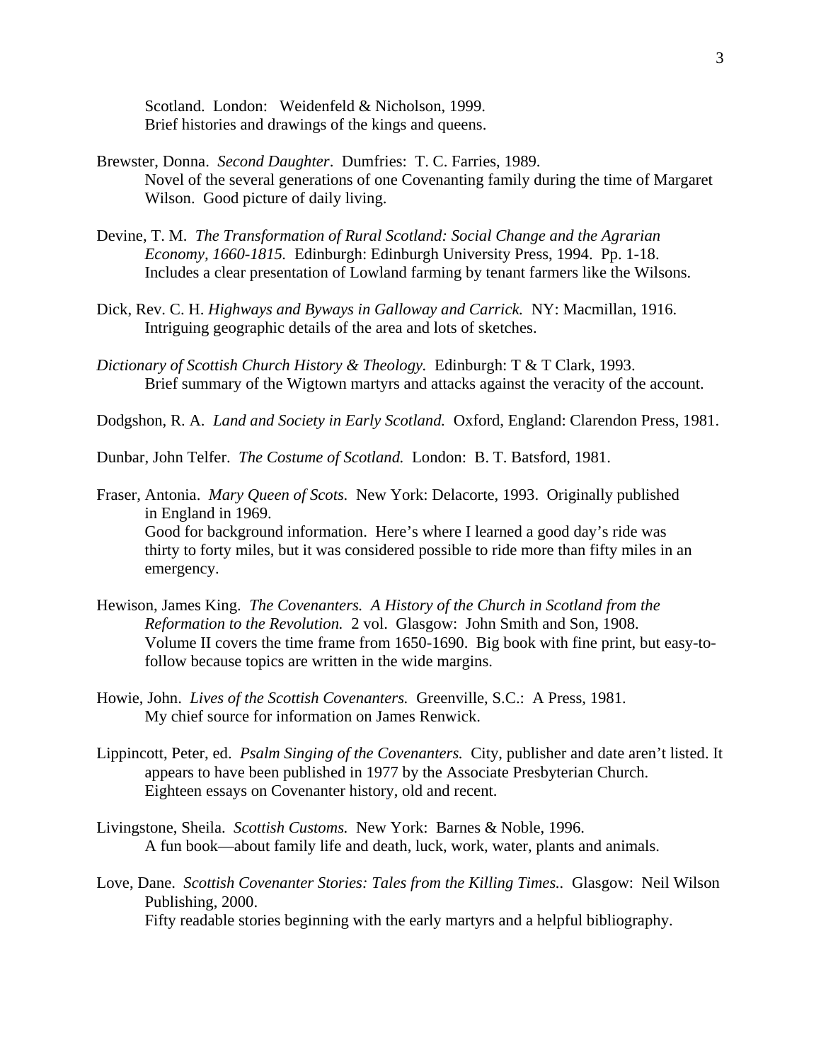Scotland. London: Weidenfeld & Nicholson, 1999.
Brief histories and drawings of the kings and queens.

Brewster, Donna. *Second Daughter*. Dumfries: T. C. Farries, 1989.
Novel of the several generations of one Covenanting family during the time of Margaret Wilson. Good picture of daily living.

Devine, T. M. *The Transformation of Rural Scotland: Social Change and the Agrarian Economy, 1660-1815.* Edinburgh: Edinburgh University Press, 1994. Pp. 1-18.
Includes a clear presentation of Lowland farming by tenant farmers like the Wilsons.

Dick, Rev. C. H. *Highways and Byways in Galloway and Carrick.* NY: Macmillan, 1916.
Intriguing geographic details of the area and lots of sketches.

*Dictionary of Scottish Church History & Theology.* Edinburgh: T & T Clark, 1993.
Brief summary of the Wigtown martyrs and attacks against the veracity of the account.

Dodgshon, R. A. *Land and Society in Early Scotland.* Oxford, England: Clarendon Press, 1981.

Dunbar, John Telfer. *The Costume of Scotland.* London: B. T. Batsford, 1981.

Fraser, Antonia. *Mary Queen of Scots.* New York: Delacorte, 1993. Originally published in England in 1969.
Good for background information. Here's where I learned a good day's ride was thirty to forty miles, but it was considered possible to ride more than fifty miles in an emergency.

Hewison, James King. *The Covenanters. A History of the Church in Scotland from the Reformation to the Revolution.* 2 vol. Glasgow: John Smith and Son, 1908.
Volume II covers the time frame from 1650-1690. Big book with fine print, but easy-to-follow because topics are written in the wide margins.

Howie, John. *Lives of the Scottish Covenanters.* Greenville, S.C.: A Press, 1981.
My chief source for information on James Renwick.

Lippincott, Peter, ed. *Psalm Singing of the Covenanters.* City, publisher and date aren't listed. It appears to have been published in 1977 by the Associate Presbyterian Church.
Eighteen essays on Covenanter history, old and recent.

Livingstone, Sheila. *Scottish Customs.* New York: Barnes & Noble, 1996.
A fun book—about family life and death, luck, work, water, plants and animals.

Love, Dane. *Scottish Covenanter Stories: Tales from the Killing Times..* Glasgow: Neil Wilson Publishing, 2000.
Fifty readable stories beginning with the early martyrs and a helpful bibliography.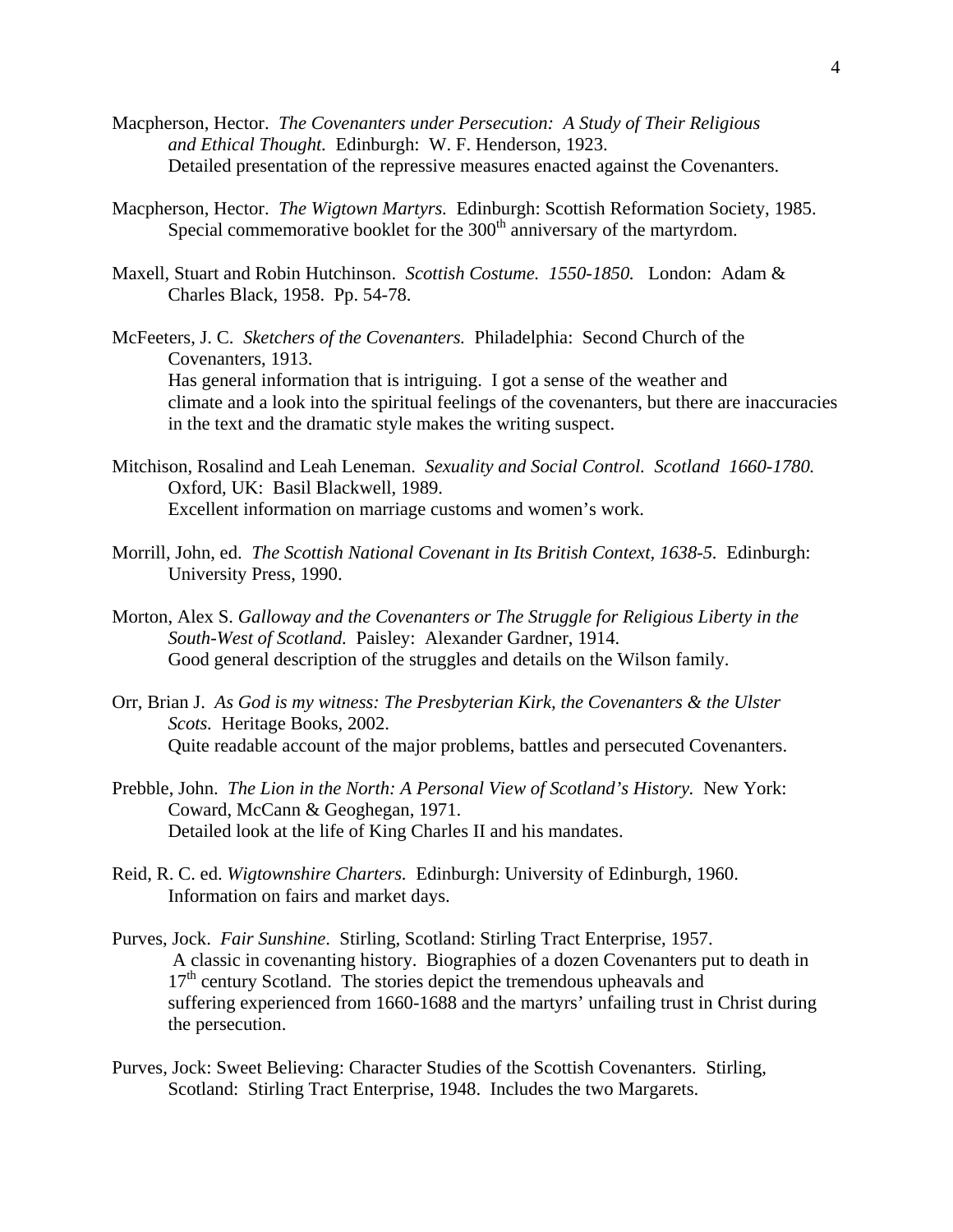Macpherson, Hector. *The Covenanters under Persecution: A Study of Their Religious and Ethical Thought.* Edinburgh: W. F. Henderson, 1923.
Detailed presentation of the repressive measures enacted against the Covenanters.

Macpherson, Hector. *The Wigtown Martyrs.* Edinburgh: Scottish Reformation Society, 1985.
Special commemorative booklet for the 300th anniversary of the martyrdom.

Maxell, Stuart and Robin Hutchinson. *Scottish Costume. 1550-1850.* London: Adam & Charles Black, 1958. Pp. 54-78.

McFeeters, J. C. *Sketchers of the Covenanters.* Philadelphia: Second Church of the Covenanters, 1913.
Has general information that is intriguing. I got a sense of the weather and climate and a look into the spiritual feelings of the covenanters, but there are inaccuracies in the text and the dramatic style makes the writing suspect.

Mitchison, Rosalind and Leah Leneman. *Sexuality and Social Control. Scotland 1660-1780.* Oxford, UK: Basil Blackwell, 1989.
Excellent information on marriage customs and women's work.

Morrill, John, ed. *The Scottish National Covenant in Its British Context, 1638-5.* Edinburgh: University Press, 1990.

Morton, Alex S. *Galloway and the Covenanters or The Struggle for Religious Liberty in the South-West of Scotland.* Paisley: Alexander Gardner, 1914.
Good general description of the struggles and details on the Wilson family.

Orr, Brian J. *As God is my witness: The Presbyterian Kirk, the Covenanters & the Ulster Scots.* Heritage Books, 2002.
Quite readable account of the major problems, battles and persecuted Covenanters.

Prebble, John. *The Lion in the North: A Personal View of Scotland's History.* New York: Coward, McCann & Geoghegan, 1971.
Detailed look at the life of King Charles II and his mandates.

Reid, R. C. ed. *Wigtownshire Charters.* Edinburgh: University of Edinburgh, 1960.
Information on fairs and market days.

Purves, Jock. *Fair Sunshine*. Stirling, Scotland: Stirling Tract Enterprise, 1957.
A classic in covenanting history. Biographies of a dozen Covenanters put to death in 17th century Scotland. The stories depict the tremendous upheavals and suffering experienced from 1660-1688 and the martyrs' unfailing trust in Christ during the persecution.

Purves, Jock: Sweet Believing: Character Studies of the Scottish Covenanters. Stirling, Scotland: Stirling Tract Enterprise, 1948. Includes the two Margarets.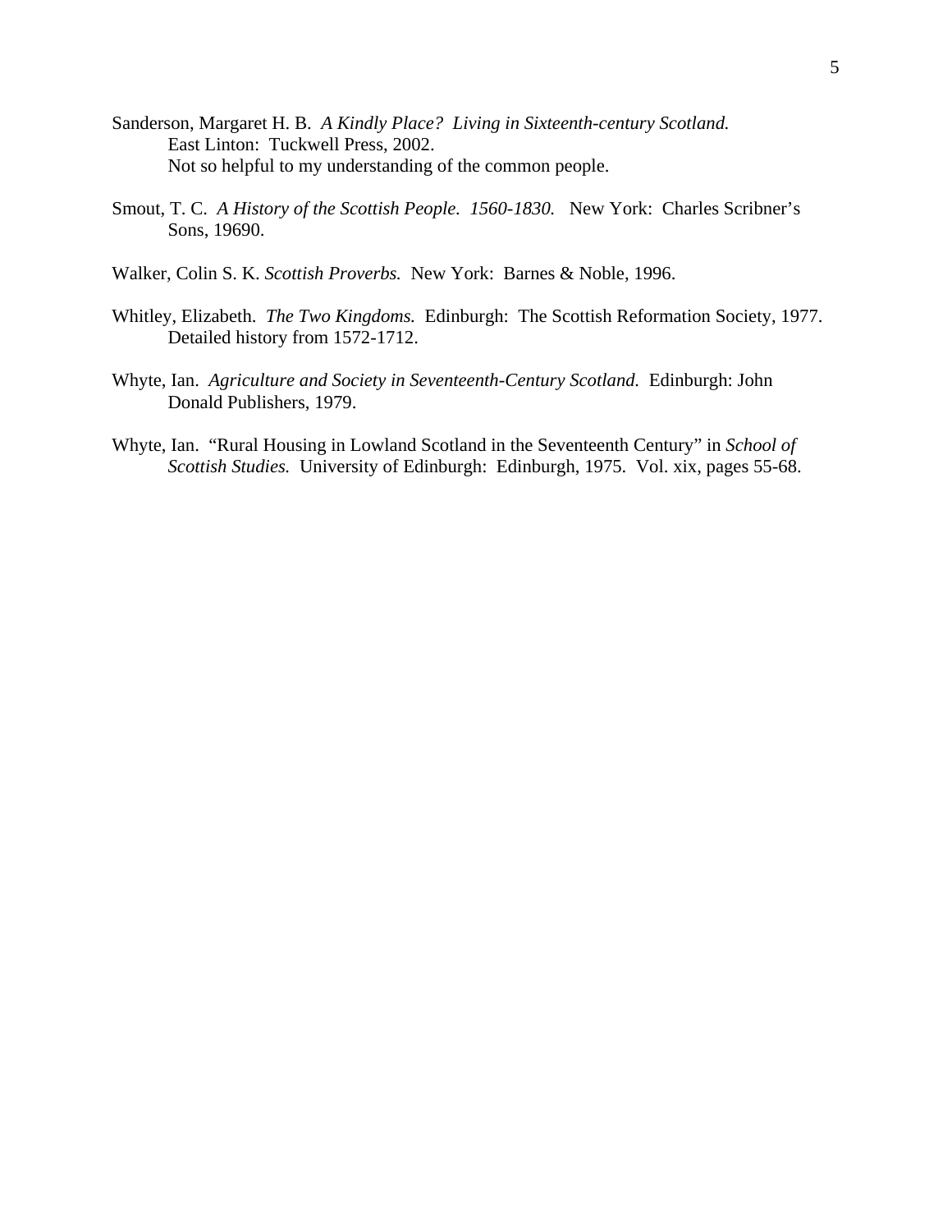Sanderson, Margaret H. B. *A Kindly Place? Living in Sixteenth-century Scotland.* East Linton: Tuckwell Press, 2002.
Not so helpful to my understanding of the common people.

Smout, T. C. *A History of the Scottish People. 1560-1830.* New York: Charles Scribner's Sons, 19690.

Walker, Colin S. K. *Scottish Proverbs.* New York: Barnes & Noble, 1996.

Whitley, Elizabeth. *The Two Kingdoms.* Edinburgh: The Scottish Reformation Society, 1977.
Detailed history from 1572-1712.

Whyte, Ian. *Agriculture and Society in Seventeenth-Century Scotland.* Edinburgh: John Donald Publishers, 1979.

Whyte, Ian. "Rural Housing in Lowland Scotland in the Seventeenth Century" in *School of Scottish Studies.* University of Edinburgh: Edinburgh, 1975. Vol. xix, pages 55-68.